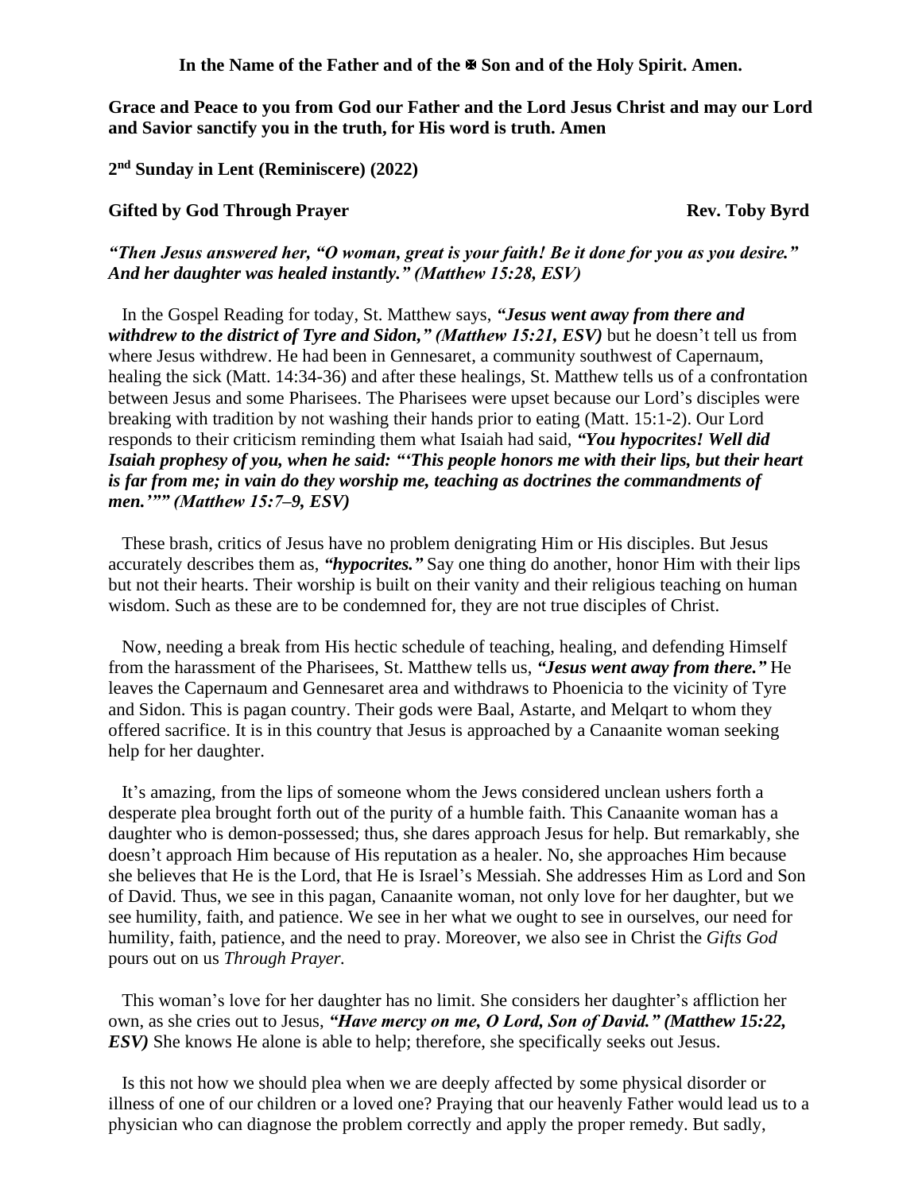**In the Name of the Father and of the ✠ Son and of the Holy Spirit. Amen.**

**Grace and Peace to you from God our Father and the Lord Jesus Christ and may our Lord and Savior sanctify you in the truth, for His word is truth. Amen**

**2nd Sunday in Lent (Reminiscere) (2022)**

**Gifted by God Through Prayer** **Rev. Toby Byrd**

***"Then Jesus answered her, "O woman, great is your faith! Be it done for you as you desire." And her daughter was healed instantly." (Matthew 15:28, ESV)***

In the Gospel Reading for today, St. Matthew says, ***"Jesus went away from there and withdrew to the district of Tyre and Sidon," (Matthew 15:21, ESV)*** but he doesn't tell us from where Jesus withdrew. He had been in Gennesaret, a community southwest of Capernaum, healing the sick (Matt. 14:34-36) and after these healings, St. Matthew tells us of a confrontation between Jesus and some Pharisees. The Pharisees were upset because our Lord's disciples were breaking with tradition by not washing their hands prior to eating (Matt. 15:1-2). Our Lord responds to their criticism reminding them what Isaiah had said, ***"You hypocrites! Well did Isaiah prophesy of you, when he said: "'This people honors me with their lips, but their heart is far from me; in vain do they worship me, teaching as doctrines the commandments of men.'"" (Matthew 15:7–9, ESV)***

These brash, critics of Jesus have no problem denigrating Him or His disciples. But Jesus accurately describes them as, ***"hypocrites."*** Say one thing do another, honor Him with their lips but not their hearts. Their worship is built on their vanity and their religious teaching on human wisdom. Such as these are to be condemned for, they are not true disciples of Christ.

Now, needing a break from His hectic schedule of teaching, healing, and defending Himself from the harassment of the Pharisees, St. Matthew tells us, ***"Jesus went away from there."*** He leaves the Capernaum and Gennesaret area and withdraws to Phoenicia to the vicinity of Tyre and Sidon. This is pagan country. Their gods were Baal, Astarte, and Melqart to whom they offered sacrifice. It is in this country that Jesus is approached by a Canaanite woman seeking help for her daughter.

It's amazing, from the lips of someone whom the Jews considered unclean ushers forth a desperate plea brought forth out of the purity of a humble faith. This Canaanite woman has a daughter who is demon-possessed; thus, she dares approach Jesus for help. But remarkably, she doesn't approach Him because of His reputation as a healer. No, she approaches Him because she believes that He is the Lord, that He is Israel's Messiah. She addresses Him as Lord and Son of David. Thus, we see in this pagan, Canaanite woman, not only love for her daughter, but we see humility, faith, and patience. We see in her what we ought to see in ourselves, our need for humility, faith, patience, and the need to pray. Moreover, we also see in Christ the *Gifts God* pours out on us *Through Prayer.*

This woman's love for her daughter has no limit. She considers her daughter's affliction her own, as she cries out to Jesus, ***"Have mercy on me, O Lord, Son of David." (Matthew 15:22, ESV)*** She knows He alone is able to help; therefore, she specifically seeks out Jesus.

Is this not how we should plea when we are deeply affected by some physical disorder or illness of one of our children or a loved one? Praying that our heavenly Father would lead us to a physician who can diagnose the problem correctly and apply the proper remedy. But sadly,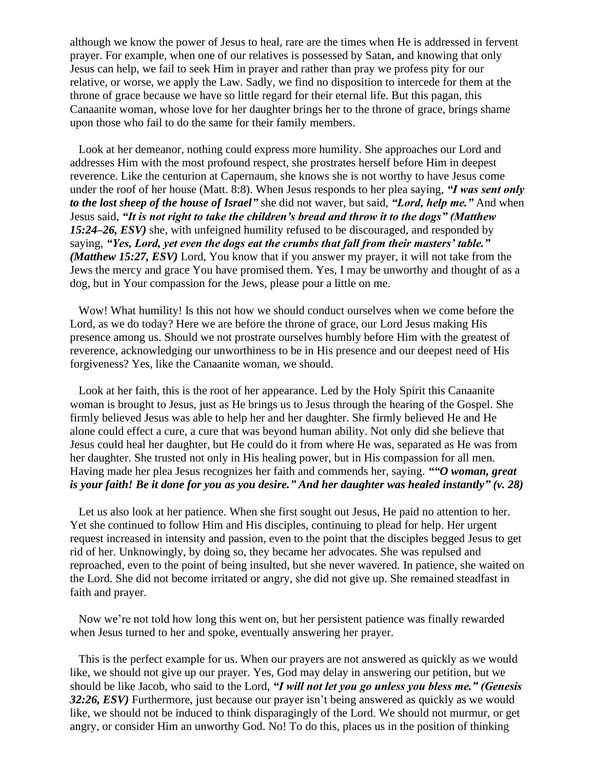although we know the power of Jesus to heal, rare are the times when He is addressed in fervent prayer. For example, when one of our relatives is possessed by Satan, and knowing that only Jesus can help, we fail to seek Him in prayer and rather than pray we profess pity for our relative, or worse, we apply the Law. Sadly, we find no disposition to intercede for them at the throne of grace because we have so little regard for their eternal life. But this pagan, this Canaanite woman, whose love for her daughter brings her to the throne of grace, brings shame upon those who fail to do the same for their family members.

Look at her demeanor, nothing could express more humility. She approaches our Lord and addresses Him with the most profound respect, she prostrates herself before Him in deepest reverence. Like the centurion at Capernaum, she knows she is not worthy to have Jesus come under the roof of her house (Matt. 8:8). When Jesus responds to her plea saying, ***"I was sent only to the lost sheep of the house of Israel"*** she did not waver, but said, ***"Lord, help me."*** And when Jesus said, ***"It is not right to take the children's bread and throw it to the dogs" (Matthew 15:24–26, ESV)*** she, with unfeigned humility refused to be discouraged, and responded by saying, ***"Yes, Lord, yet even the dogs eat the crumbs that fall from their masters' table." (Matthew 15:27, ESV)*** Lord, You know that if you answer my prayer, it will not take from the Jews the mercy and grace You have promised them. Yes, I may be unworthy and thought of as a dog, but in Your compassion for the Jews, please pour a little on me.

Wow! What humility! Is this not how we should conduct ourselves when we come before the Lord, as we do today? Here we are before the throne of grace, our Lord Jesus making His presence among us. Should we not prostrate ourselves humbly before Him with the greatest of reverence, acknowledging our unworthiness to be in His presence and our deepest need of His forgiveness? Yes, like the Canaanite woman, we should.

Look at her faith, this is the root of her appearance. Led by the Holy Spirit this Canaanite woman is brought to Jesus, just as He brings us to Jesus through the hearing of the Gospel. She firmly believed Jesus was able to help her and her daughter. She firmly believed He and He alone could effect a cure, a cure that was beyond human ability. Not only did she believe that Jesus could heal her daughter, but He could do it from where He was, separated as He was from her daughter. She trusted not only in His healing power, but in His compassion for all men. Having made her plea Jesus recognizes her faith and commends her, saying. ***""O woman, great is your faith! Be it done for you as you desire." And her daughter was healed instantly" (v. 28)***

Let us also look at her patience. When she first sought out Jesus, He paid no attention to her. Yet she continued to follow Him and His disciples, continuing to plead for help. Her urgent request increased in intensity and passion, even to the point that the disciples begged Jesus to get rid of her. Unknowingly, by doing so, they became her advocates. She was repulsed and reproached, even to the point of being insulted, but she never wavered. In patience, she waited on the Lord. She did not become irritated or angry, she did not give up. She remained steadfast in faith and prayer.

Now we're not told how long this went on, but her persistent patience was finally rewarded when Jesus turned to her and spoke, eventually answering her prayer.

This is the perfect example for us. When our prayers are not answered as quickly as we would like, we should not give up our prayer. Yes, God may delay in answering our petition, but we should be like Jacob, who said to the Lord, ***"I will not let you go unless you bless me." (Genesis 32:26, ESV)*** Furthermore, just because our prayer isn't being answered as quickly as we would like, we should not be induced to think disparagingly of the Lord. We should not murmur, or get angry, or consider Him an unworthy God. No! To do this, places us in the position of thinking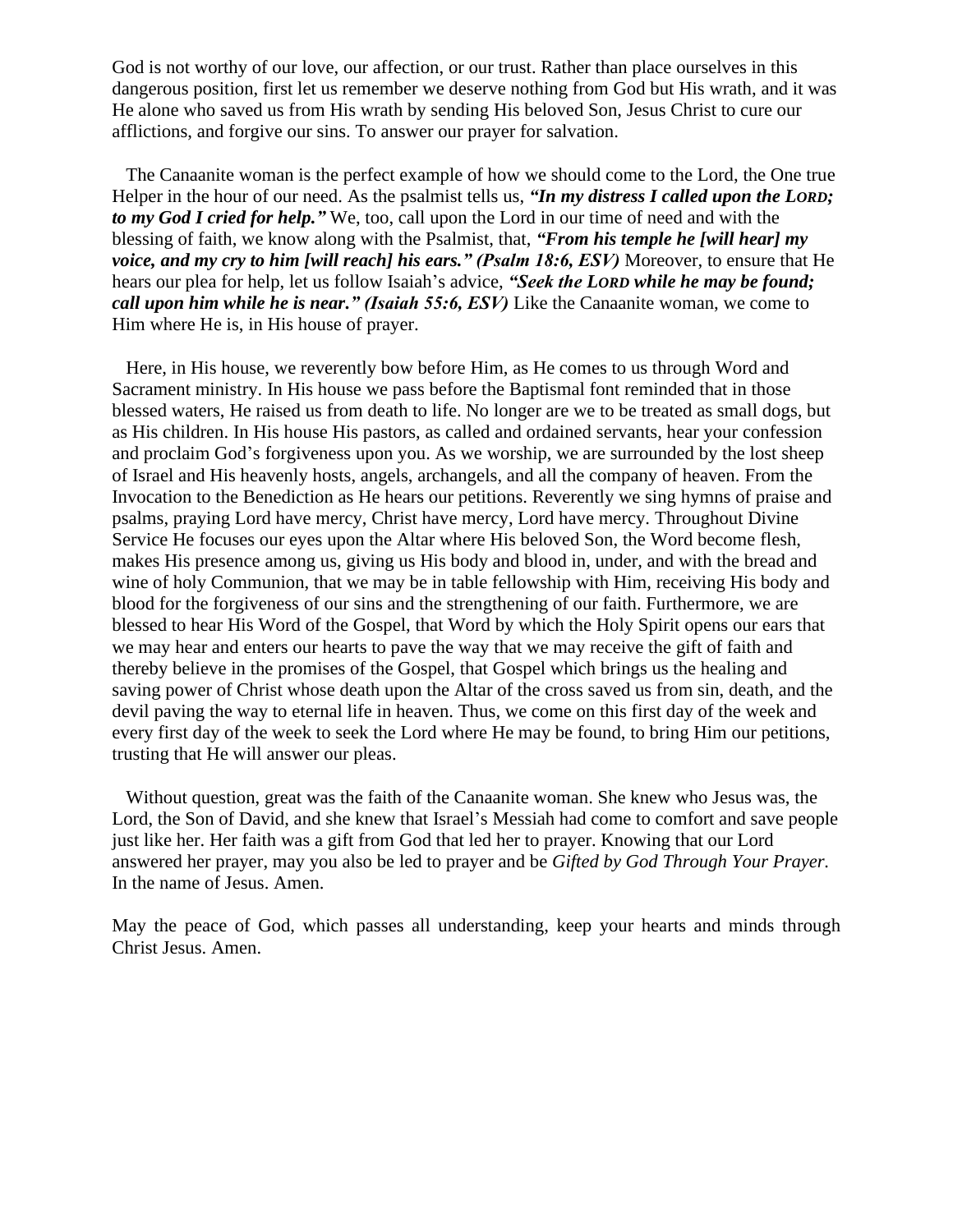God is not worthy of our love, our affection, or our trust. Rather than place ourselves in this dangerous position, first let us remember we deserve nothing from God but His wrath, and it was He alone who saved us from His wrath by sending His beloved Son, Jesus Christ to cure our afflictions, and forgive our sins. To answer our prayer for salvation.

The Canaanite woman is the perfect example of how we should come to the Lord, the One true Helper in the hour of our need. As the psalmist tells us, ***"In my distress I called upon the LORD; to my God I cried for help."*** We, too, call upon the Lord in our time of need and with the blessing of faith, we know along with the Psalmist, that, ***"From his temple he [will hear] my voice, and my cry to him [will reach] his ears." (Psalm 18:6, ESV)*** Moreover, to ensure that He hears our plea for help, let us follow Isaiah's advice, ***"Seek the LORD while he may be found; call upon him while he is near." (Isaiah 55:6, ESV)*** Like the Canaanite woman, we come to Him where He is, in His house of prayer.

Here, in His house, we reverently bow before Him, as He comes to us through Word and Sacrament ministry. In His house we pass before the Baptismal font reminded that in those blessed waters, He raised us from death to life. No longer are we to be treated as small dogs, but as His children. In His house His pastors, as called and ordained servants, hear your confession and proclaim God's forgiveness upon you. As we worship, we are surrounded by the lost sheep of Israel and His heavenly hosts, angels, archangels, and all the company of heaven. From the Invocation to the Benediction as He hears our petitions. Reverently we sing hymns of praise and psalms, praying Lord have mercy, Christ have mercy, Lord have mercy. Throughout Divine Service He focuses our eyes upon the Altar where His beloved Son, the Word become flesh, makes His presence among us, giving us His body and blood in, under, and with the bread and wine of holy Communion, that we may be in table fellowship with Him, receiving His body and blood for the forgiveness of our sins and the strengthening of our faith. Furthermore, we are blessed to hear His Word of the Gospel, that Word by which the Holy Spirit opens our ears that we may hear and enters our hearts to pave the way that we may receive the gift of faith and thereby believe in the promises of the Gospel, that Gospel which brings us the healing and saving power of Christ whose death upon the Altar of the cross saved us from sin, death, and the devil paving the way to eternal life in heaven. Thus, we come on this first day of the week and every first day of the week to seek the Lord where He may be found, to bring Him our petitions, trusting that He will answer our pleas.

Without question, great was the faith of the Canaanite woman. She knew who Jesus was, the Lord, the Son of David, and she knew that Israel's Messiah had come to comfort and save people just like her. Her faith was a gift from God that led her to prayer. Knowing that our Lord answered her prayer, may you also be led to prayer and be *Gifted by God Through Your Prayer.* In the name of Jesus. Amen.

May the peace of God, which passes all understanding, keep your hearts and minds through Christ Jesus. Amen.